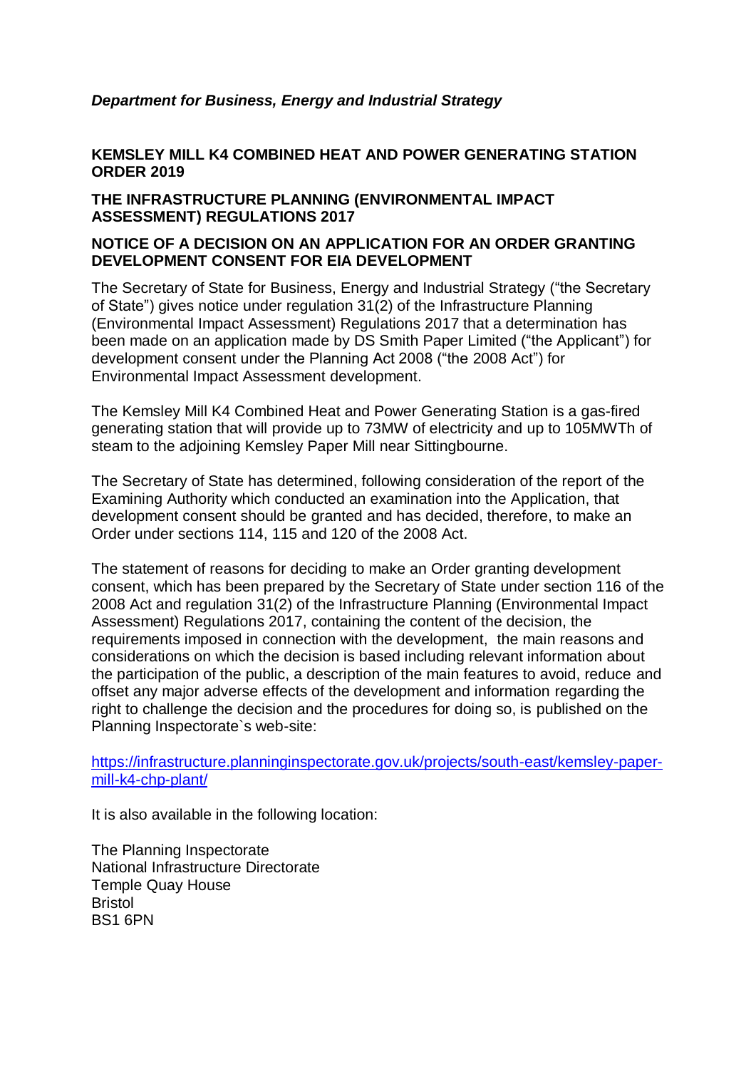*Department for Business, Energy and Industrial Strategy*

**KEMSLEY MILL K4 COMBINED HEAT AND POWER GENERATING STATION ORDER 2019**

**THE INFRASTRUCTURE PLANNING (ENVIRONMENTAL IMPACT ASSESSMENT) REGULATIONS 2017**

**NOTICE OF A DECISION ON AN APPLICATION FOR AN ORDER GRANTING DEVELOPMENT CONSENT FOR EIA DEVELOPMENT**

The Secretary of State for Business, Energy and Industrial Strategy ("the Secretary of State") gives notice under regulation 31(2) of the Infrastructure Planning (Environmental Impact Assessment) Regulations 2017 that a determination has been made on an application made by DS Smith Paper Limited ("the Applicant") for development consent under the Planning Act 2008 ("the 2008 Act") for Environmental Impact Assessment development.

The Kemsley Mill K4 Combined Heat and Power Generating Station is a gas-fired generating station that will provide up to 73MW of electricity and up to 105MWTh of steam to the adjoining Kemsley Paper Mill near Sittingbourne.

The Secretary of State has determined, following consideration of the report of the Examining Authority which conducted an examination into the Application, that development consent should be granted and has decided, therefore, to make an Order under sections 114, 115 and 120 of the 2008 Act.

The statement of reasons for deciding to make an Order granting development consent, which has been prepared by the Secretary of State under section 116 of the 2008 Act and regulation 31(2) of the Infrastructure Planning (Environmental Impact Assessment) Regulations 2017, containing the content of the decision, the requirements imposed in connection with the development, the main reasons and considerations on which the decision is based including relevant information about the participation of the public, a description of the main features to avoid, reduce and offset any major adverse effects of the development and information regarding the right to challenge the decision and the procedures for doing so, is published on the Planning Inspectorate`s web-site:

[https://infrastructure.planninginspectorate.gov.uk/projects/south-east/kemsley-paper-mill-k4-chp-plant/](https://infrastructure.planninginspectorate.gov.uk/projects/south-east/kemsley-paper-mill-k4-chp-plant/)

It is also available in the following location:

The Planning Inspectorate
National Infrastructure Directorate
Temple Quay House
Bristol
BS1 6PN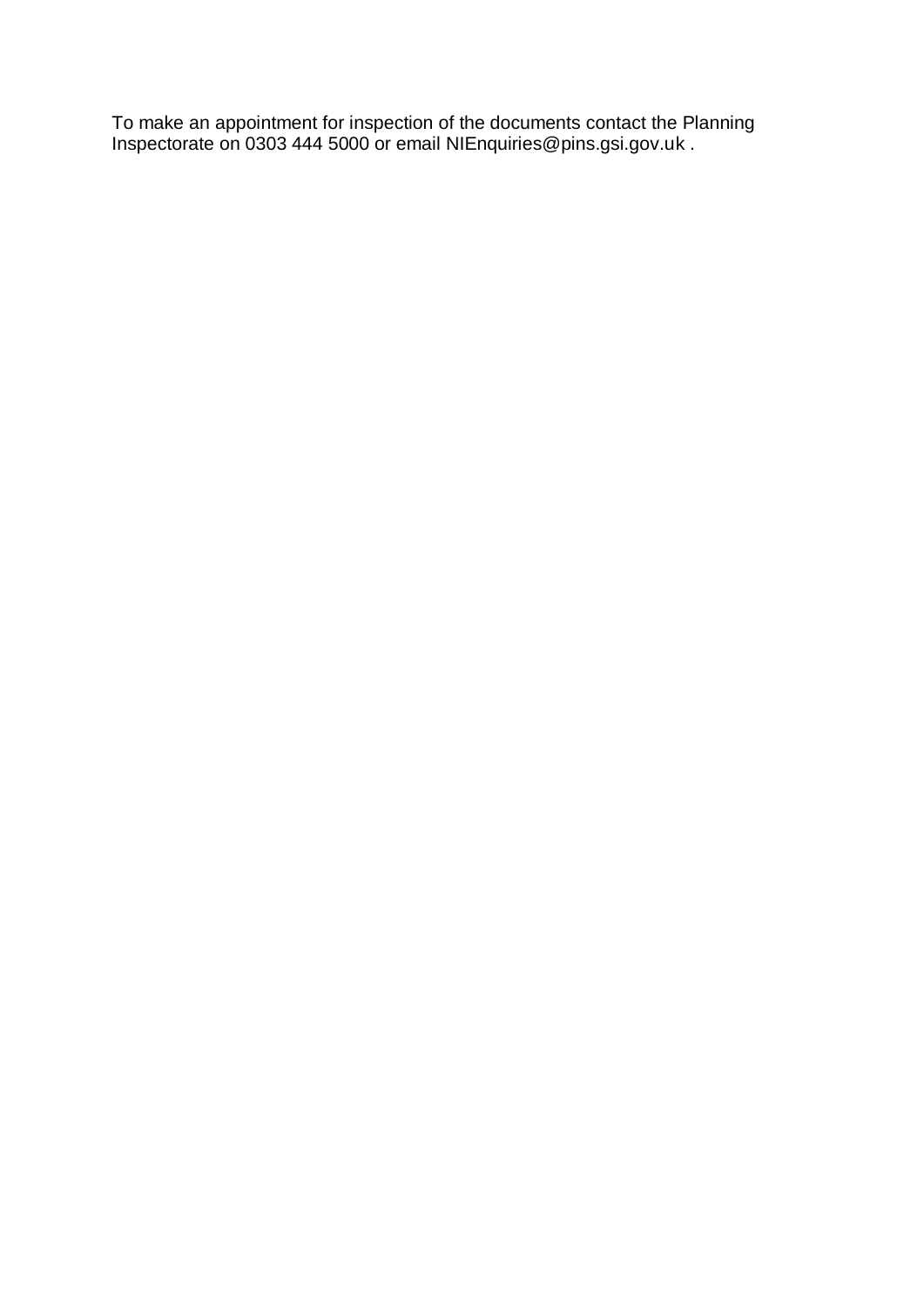To make an appointment for inspection of the documents contact the Planning Inspectorate on 0303 444 5000 or email NIEnquiries@pins.gsi.gov.uk .